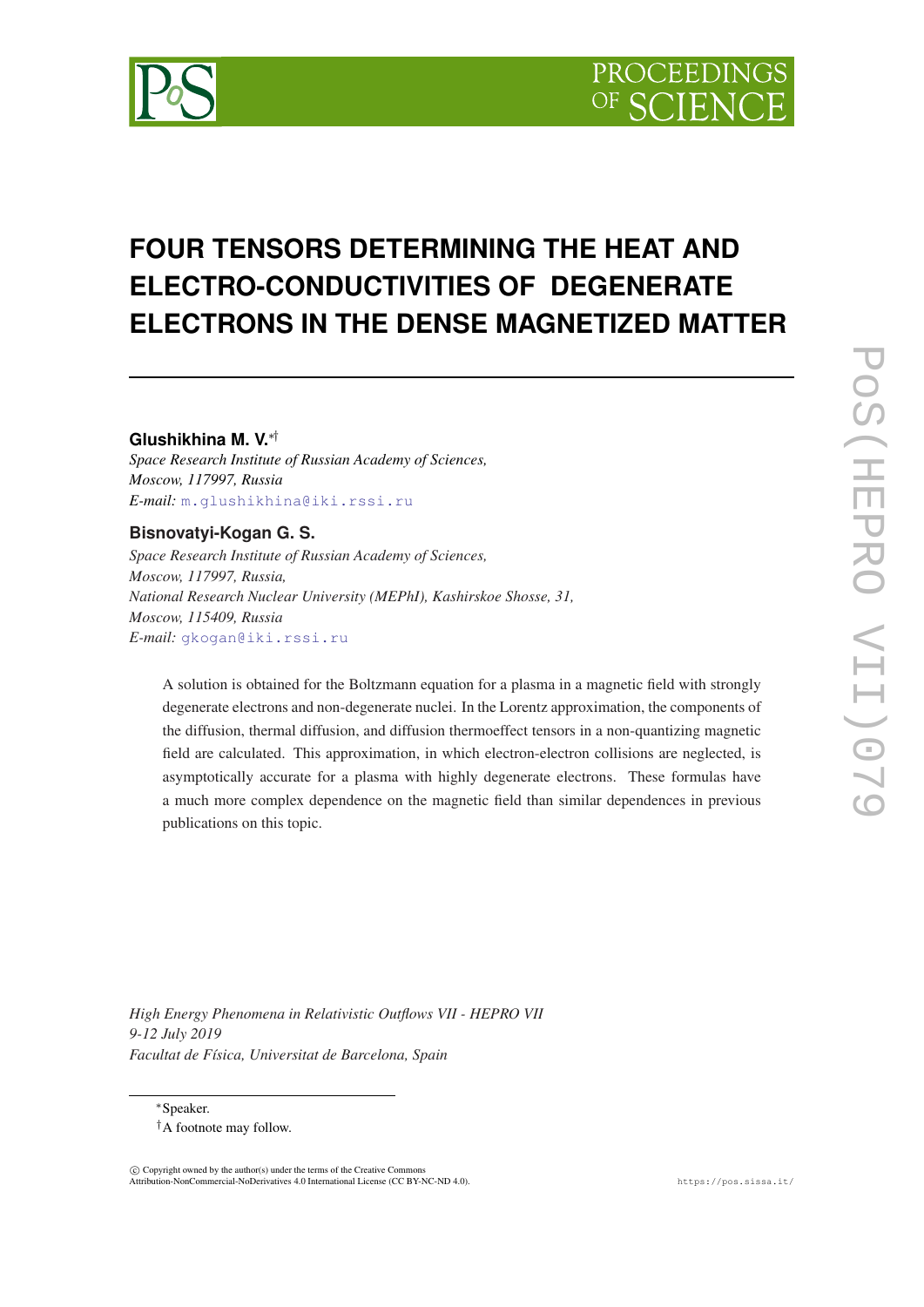# FOUR TENSORS DETERMINING THE HEAT AND ELECTRO-CONDUCTIVITIES OF DEGENERATE ELECTRONS IN THE DENSE MAGNETIZED MATTER

**Glushikhina M. V.**[∗†]

*Space Research Institute of Russian Academy of Sciences,*
*Moscow, 117997, Russia*
*E-mail:* m.glushikhina@iki.rssi.ru

**Bisnovatyi-Kogan G. S.**

*Space Research Institute of Russian Academy of Sciences,*
*Moscow, 117997, Russia,*
*National Research Nuclear University (MEPhI), Kashirskoe Shosse, 31,*
*Moscow, 115409, Russia*
*E-mail:* gkogan@iki.rssi.ru

A solution is obtained for the Boltzmann equation for a plasma in a magnetic field with strongly degenerate electrons and non-degenerate nuclei. In the Lorentz approximation, the components of the diffusion, thermal diffusion, and diffusion thermoeffect tensors in a non-quantizing magnetic field are calculated. This approximation, in which electron-electron collisions are neglected, is asymptotically accurate for a plasma with highly degenerate electrons. These formulas have a much more complex dependence on the magnetic field than similar dependences in previous publications on this topic.

*High Energy Phenomena in Relativistic Outflows VII - HEPRO VII*
*9-12 July 2019*
*Facultat de Física, Universitat de Barcelona, Spain*

[∗]Speaker.
[†]A footnote may follow.

© Copyright owned by the author(s) under the terms of the Creative Commons Attribution-NonCommercial-NoDerivatives 4.0 International License (CC BY-NC-ND 4.0).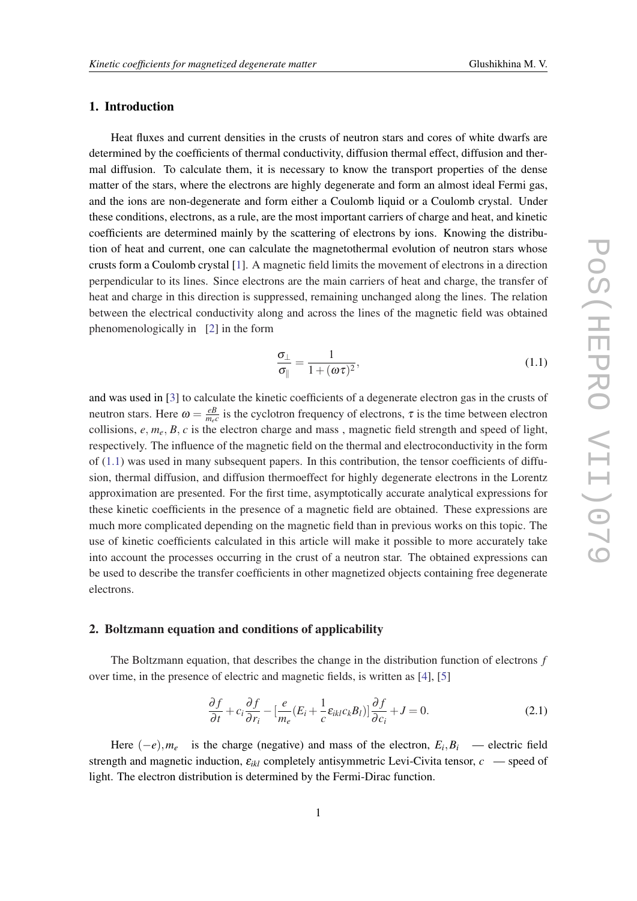## 1. Introduction

Heat fluxes and current densities in the crusts of neutron stars and cores of white dwarfs are determined by the coefficients of thermal conductivity, diffusion thermal effect, diffusion and thermal diffusion. To calculate them, it is necessary to know the transport properties of the dense matter of the stars, where the electrons are highly degenerate and form an almost ideal Fermi gas, and the ions are non-degenerate and form either a Coulomb liquid or a Coulomb crystal. Under these conditions, electrons, as a rule, are the most important carriers of charge and heat, and kinetic coefficients are determined mainly by the scattering of electrons by ions. Knowing the distribution of heat and current, one can calculate the magnetothermal evolution of neutron stars whose crusts form a Coulomb crystal [1]. A magnetic field limits the movement of electrons in a direction perpendicular to its lines. Since electrons are the main carriers of heat and charge, the transfer of heat and charge in this direction is suppressed, remaining unchanged along the lines. The relation between the electrical conductivity along and across the lines of the magnetic field was obtained phenomenologically in [2] in the form

$$\frac{\sigma_\perp}{\sigma_\parallel} = \frac{1}{1+(\omega\tau)^2}, \tag{1.1}$$

and was used in [3] to calculate the kinetic coefficients of a degenerate electron gas in the crusts of neutron stars. Here $\omega = \frac{eB}{m_e c}$ is the cyclotron frequency of electrons, $\tau$ is the time between electron collisions, $e$, $m_e$, $B$, $c$ is the electron charge and mass , magnetic field strength and speed of light, respectively. The influence of the magnetic field on the thermal and electroconductivity in the form of (1.1) was used in many subsequent papers. In this contribution, the tensor coefficients of diffusion, thermal diffusion, and diffusion thermoeffect for highly degenerate electrons in the Lorentz approximation are presented. For the first time, asymptotically accurate analytical expressions for these kinetic coefficients in the presence of a magnetic field are obtained. These expressions are much more complicated depending on the magnetic field than in previous works on this topic. The use of kinetic coefficients calculated in this article will make it possible to more accurately take into account the processes occurring in the crust of a neutron star. The obtained expressions can be used to describe the transfer coefficients in other magnetized objects containing free degenerate electrons.

## 2. Boltzmann equation and conditions of applicability

The Boltzmann equation, that describes the change in the distribution function of electrons $f$ over time, in the presence of electric and magnetic fields, is written as [4], [5]

$$\frac{\partial f}{\partial t} + c_i \frac{\partial f}{\partial r_i} - \left[\frac{e}{m_e}\left(E_i + \frac{1}{c}\varepsilon_{ikl} c_k B_l\right)\right] \frac{\partial f}{\partial c_i} + J = 0. \tag{2.1}$$

Here $(-e), m_e$ is the charge (negative) and mass of the electron, $E_i, B_i$ — electric field strength and magnetic induction, $\varepsilon_{ikl}$ completely antisymmetric Levi-Civita tensor, $c$ — speed of light. The electron distribution is determined by the Fermi-Dirac function.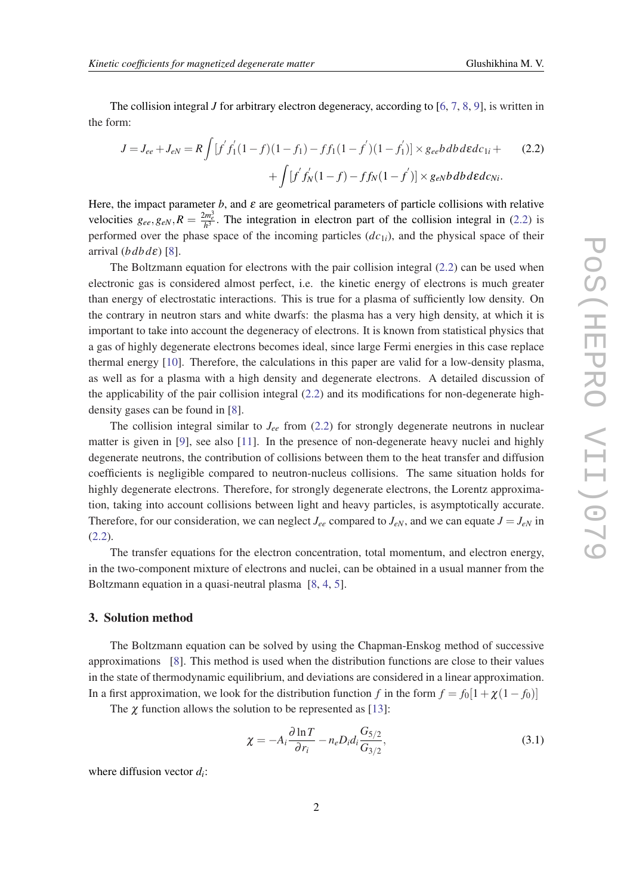The collision integral $J$ for arbitrary electron degeneracy, according to [6, 7, 8, 9], is written in the form:

$$J = J_{ee} + J_{eN} = R \int [f^{'} f_1^{'}(1-f)(1-f_1) - f f_1 (1-f^{'})(1-f_1^{'})] \times g_{ee} b\, db\, d\varepsilon\, dc_{1i} + \\ + \int [f^{'} f_N^{'}(1-f) - f f_N (1-f^{'})] \times g_{eN} b\, db\, d\varepsilon\, dc_{Ni}. \tag{2.2}$$

Here, the impact parameter $b$, and $\varepsilon$ are geometrical parameters of particle collisions with relative velocities $g_{ee}, g_{eN}, R = \frac{2m_e^3}{h^3}$. The integration in electron part of the collision integral in (2.2) is performed over the phase space of the incoming particles ($dc_{1i}$), and the physical space of their arrival ($b\,db\,d\varepsilon$) [8].

The Boltzmann equation for electrons with the pair collision integral (2.2) can be used when electronic gas is considered almost perfect, i.e. the kinetic energy of electrons is much greater than energy of electrostatic interactions. This is true for a plasma of sufficiently low density. On the contrary in neutron stars and white dwarfs: the plasma has a very high density, at which it is important to take into account the degeneracy of electrons. It is known from statistical physics that a gas of highly degenerate electrons becomes ideal, since large Fermi energies in this case replace thermal energy [10]. Therefore, the calculations in this paper are valid for a low-density plasma, as well as for a plasma with a high density and degenerate electrons. A detailed discussion of the applicability of the pair collision integral (2.2) and its modifications for non-degenerate high-density gases can be found in [8].

The collision integral similar to $J_{ee}$ from (2.2) for strongly degenerate neutrons in nuclear matter is given in [9], see also [11]. In the presence of non-degenerate heavy nuclei and highly degenerate neutrons, the contribution of collisions between them to the heat transfer and diffusion coefficients is negligible compared to neutron-nucleus collisions. The same situation holds for highly degenerate electrons. Therefore, for strongly degenerate electrons, the Lorentz approximation, taking into account collisions between light and heavy particles, is asymptotically accurate. Therefore, for our consideration, we can neglect $J_{ee}$ compared to $J_{eN}$, and we can equate $J = J_{eN}$ in (2.2).

The transfer equations for the electron concentration, total momentum, and electron energy, in the two-component mixture of electrons and nuclei, can be obtained in a usual manner from the Boltzmann equation in a quasi-neutral plasma [8, 4, 5].

## 3. Solution method

The Boltzmann equation can be solved by using the Chapman-Enskog method of successive approximations [8]. This method is used when the distribution functions are close to their values in the state of thermodynamic equilibrium, and deviations are considered in a linear approximation. In a first approximation, we look for the distribution function $f$ in the form $f = f_0[1 + \chi(1 - f_0)]$

The $\chi$ function allows the solution to be represented as [13]:

$$\chi = -A_i \frac{\partial \ln T}{\partial r_i} - n_e D_i d_i \frac{G_{5/2}}{G_{3/2}}, \tag{3.1}$$

where diffusion vector $d_i$: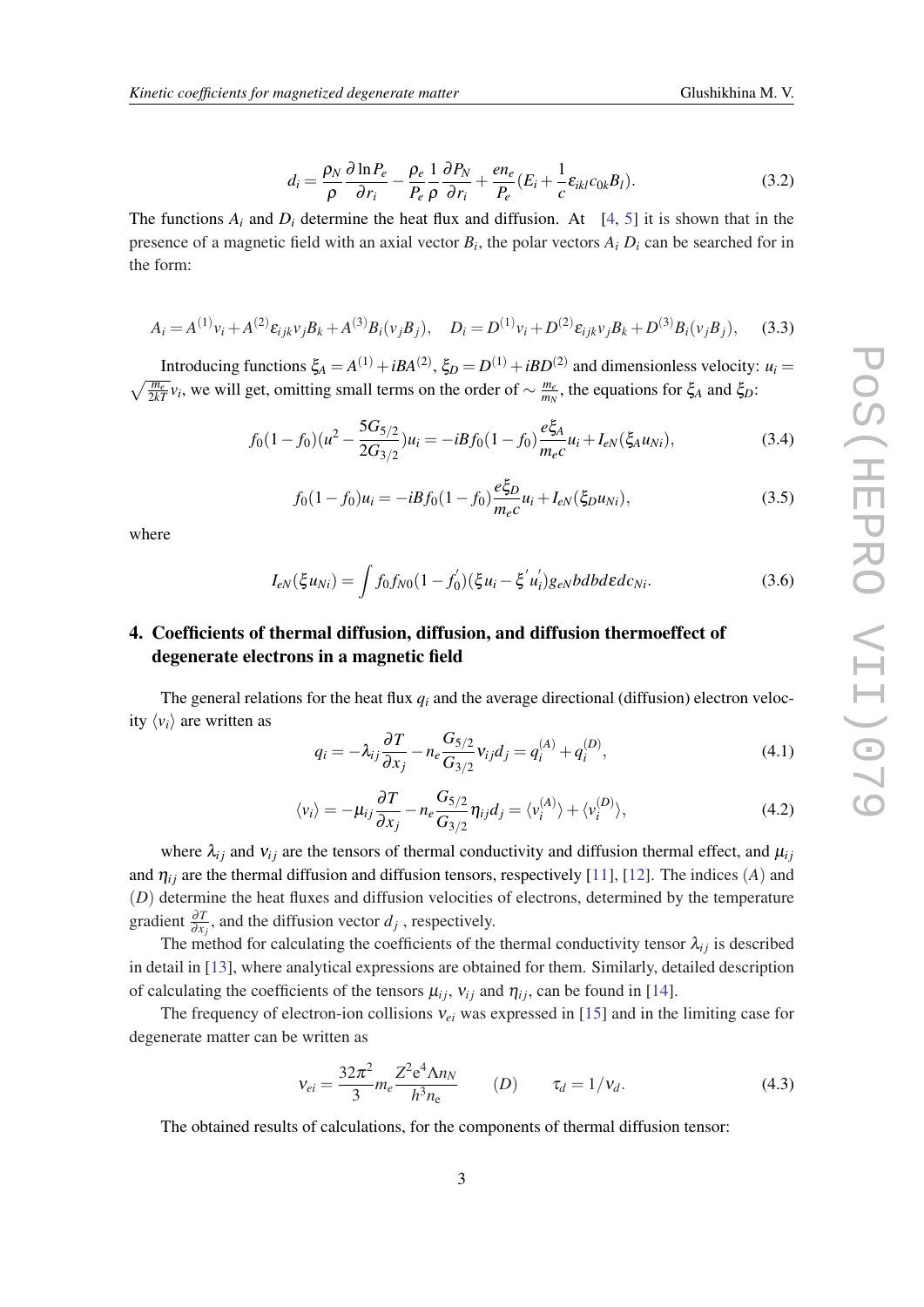$$d_i = \frac{\rho_N}{\rho}\frac{\partial \ln P_e}{\partial r_i} - \frac{\rho_e}{P_e}\frac{1}{\rho}\frac{\partial P_N}{\partial r_i} + \frac{en_e}{P_e}(E_i + \frac{1}{c}\varepsilon_{ikl}c_{0k}B_l). \tag{3.2}$$

The functions $A_i$ and $D_i$ determine the heat flux and diffusion. At [4, 5] it is shown that in the presence of a magnetic field with an axial vector $B_i$, the polar vectors $A_i$ $D_i$ can be searched for in the form:

$$A_i = A^{(1)}v_i + A^{(2)}\varepsilon_{ijk}v_jB_k + A^{(3)}B_i(v_jB_j), \quad D_i = D^{(1)}v_i + D^{(2)}\varepsilon_{ijk}v_jB_k + D^{(3)}B_i(v_jB_j), \tag{3.3}$$

Introducing functions $\xi_A = A^{(1)} + iBA^{(2)}$, $\xi_D = D^{(1)} + iBD^{(2)}$ and dimensionless velocity: $u_i = \sqrt{\frac{m_e}{2kT}}v_i$, we will get, omitting small terms on the order of $\sim \frac{m_e}{m_N}$, the equations for $\xi_A$ and $\xi_D$:

$$f_0(1-f_0)(u^2 - \frac{5G_{5/2}}{2G_{3/2}})u_i = -iBf_0(1-f_0)\frac{e\xi_A}{m_ec}u_i + I_{eN}(\xi_A u_{Ni}), \tag{3.4}$$

$$f_0(1-f_0)u_i = -iBf_0(1-f_0)\frac{e\xi_D}{m_ec}u_i + I_{eN}(\xi_D u_{Ni}), \tag{3.5}$$

where

$$I_{eN}(\xi u_{Ni}) = \int f_0 f_{N0}(1-f_0^{'})(\xi u_i - \xi^{'}u_i^{'})g_{eN}bdbd\varepsilon dc_{Ni}. \tag{3.6}$$

## 4. Coefficients of thermal diffusion, diffusion, and diffusion thermoeffect of degenerate electrons in a magnetic field

The general relations for the heat flux $q_i$ and the average directional (diffusion) electron velocity $\langle v_i \rangle$ are written as

$$q_i = -\lambda_{ij}\frac{\partial T}{\partial x_j} - n_e\frac{G_{5/2}}{G_{3/2}}\nu_{ij}d_j = q_i^{(A)} + q_i^{(D)}, \tag{4.1}$$

$$\langle v_i \rangle = -\mu_{ij}\frac{\partial T}{\partial x_j} - n_e\frac{G_{5/2}}{G_{3/2}}\eta_{ij}d_j = \langle v_i^{(A)} \rangle + \langle v_i^{(D)} \rangle, \tag{4.2}$$

where $\lambda_{ij}$ and $\nu_{ij}$ are the tensors of thermal conductivity and diffusion thermal effect, and $\mu_{ij}$ and $\eta_{ij}$ are the thermal diffusion and diffusion tensors, respectively [11], [12]. The indices $(A)$ and $(D)$ determine the heat fluxes and diffusion velocities of electrons, determined by the temperature gradient $\frac{\partial T}{\partial x_j}$, and the diffusion vector $d_j$ , respectively.

The method for calculating the coefficients of the thermal conductivity tensor $\lambda_{ij}$ is described in detail in [13], where analytical expressions are obtained for them. Similarly, detailed description of calculating the coefficients of the tensors $\mu_{ij}$, $\nu_{ij}$ and $\eta_{ij}$, can be found in [14].

The frequency of electron-ion collisions $\nu_{ei}$ was expressed in [15] and in the limiting case for degenerate matter can be written as

$$\nu_{ei} = \frac{32\pi^2}{3}m_e\frac{Z^2e^4\Lambda n_N}{h^3n_e} \qquad (D) \qquad \tau_d = 1/\nu_d. \tag{4.3}$$

The obtained results of calculations, for the components of thermal diffusion tensor: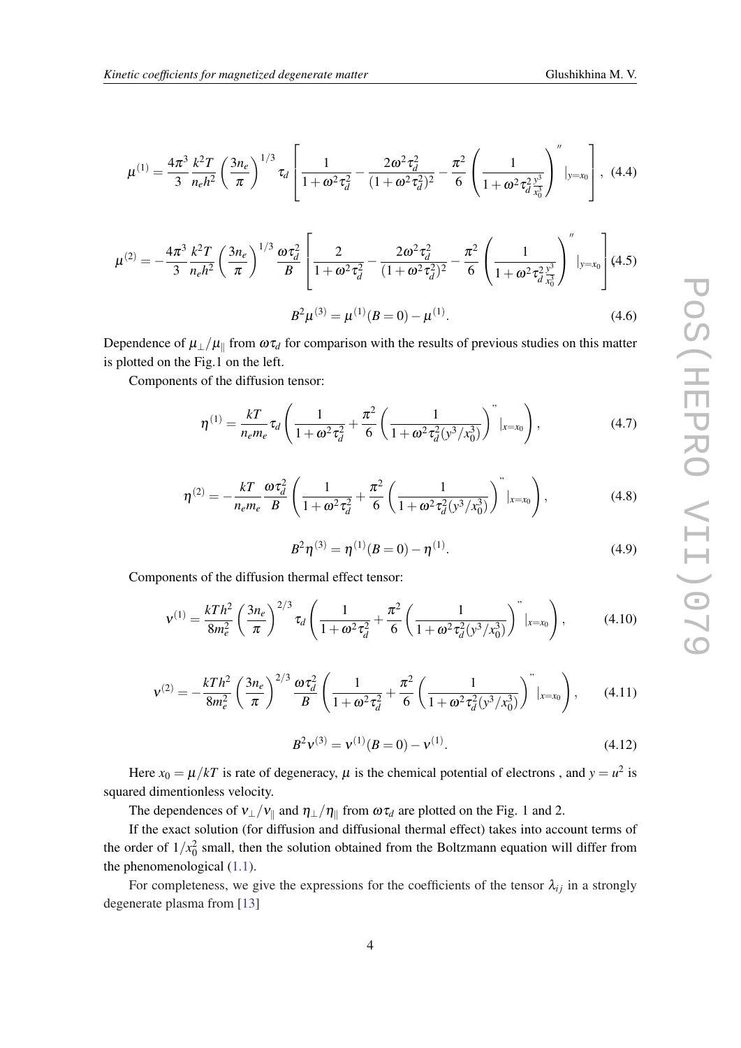$$\mu^{(1)} = \frac{4\pi^3}{3}\frac{k^2 T}{n_e h^2}\left(\frac{3n_e}{\pi}\right)^{1/3}\tau_d\left[\frac{1}{1+\omega^2\tau_d^2} - \frac{2\omega^2\tau_d^2}{(1+\omega^2\tau_d^2)^2} - \frac{\pi^2}{6}\left(\frac{1}{1+\omega^2\tau_d^2\frac{y^3}{x_0^3}}\right)''|_{y=x_0}\right], \quad (4.4)$$

$$\mu^{(2)} = -\frac{4\pi^3}{3}\frac{k^2 T}{n_e h^2}\left(\frac{3n_e}{\pi}\right)^{1/3}\frac{\omega\tau_d^2}{B}\left[\frac{2}{1+\omega^2\tau_d^2} - \frac{2\omega^2\tau_d^2}{(1+\omega^2\tau_d^2)^2} - \frac{\pi^2}{6}\left(\frac{1}{1+\omega^2\tau_d^2\frac{y^3}{x_0^3}}\right)''|_{y=x_0}\right] \quad (4.5)$$

$$B^2\mu^{(3)} = \mu^{(1)}(B=0) - \mu^{(1)}. \quad (4.6)$$

Dependence of $\mu_\perp/\mu_\parallel$ from $\omega\tau_d$ for comparison with the results of previous studies on this matter is plotted on the Fig.1 on the left.

Components of the diffusion tensor:

$$\eta^{(1)} = \frac{kT}{n_e m_e}\tau_d\left(\frac{1}{1+\omega^2\tau_d^2} + \frac{\pi^2}{6}\left(\frac{1}{1+\omega^2\tau_d^2(y^3/x_0^3)}\right)''|_{x=x_0}\right), \quad (4.7)$$

$$\eta^{(2)} = -\frac{kT}{n_e m_e}\frac{\omega\tau_d^2}{B}\left(\frac{1}{1+\omega^2\tau_d^2} + \frac{\pi^2}{6}\left(\frac{1}{1+\omega^2\tau_d^2(y^3/x_0^3)}\right)''|_{x=x_0}\right), \quad (4.8)$$

$$B^2\eta^{(3)} = \eta^{(1)}(B=0) - \eta^{(1)}. \quad (4.9)$$

Components of the diffusion thermal effect tensor:

$$\nu^{(1)} = \frac{kTh^2}{8m_e^2}\left(\frac{3n_e}{\pi}\right)^{2/3}\tau_d\left(\frac{1}{1+\omega^2\tau_d^2} + \frac{\pi^2}{6}\left(\frac{1}{1+\omega^2\tau_d^2(y^3/x_0^3)}\right)''|_{x=x_0}\right), \quad (4.10)$$

$$\nu^{(2)} = -\frac{kTh^2}{8m_e^2}\left(\frac{3n_e}{\pi}\right)^{2/3}\frac{\omega\tau_d^2}{B}\left(\frac{1}{1+\omega^2\tau_d^2} + \frac{\pi^2}{6}\left(\frac{1}{1+\omega^2\tau_d^2(y^3/x_0^3)}\right)''|_{x=x_0}\right), \quad (4.11)$$

$$B^2\nu^{(3)} = \nu^{(1)}(B=0) - \nu^{(1)}. \quad (4.12)$$

Here $x_0 = \mu/kT$ is rate of degeneracy, $\mu$ is the chemical potential of electrons , and $y = u^2$ is squared dimentionless velocity.

The dependences of $\nu_\perp/\nu_\parallel$ and $\eta_\perp/\eta_\parallel$ from $\omega\tau_d$ are plotted on the Fig. 1 and 2.

If the exact solution (for diffusion and diffusional thermal effect) takes into account terms of the order of $1/x_0^2$ small, then the solution obtained from the Boltzmann equation will differ from the phenomenological (1.1).

For completeness, we give the expressions for the coefficients of the tensor $\lambda_{ij}$ in a strongly degenerate plasma from [13]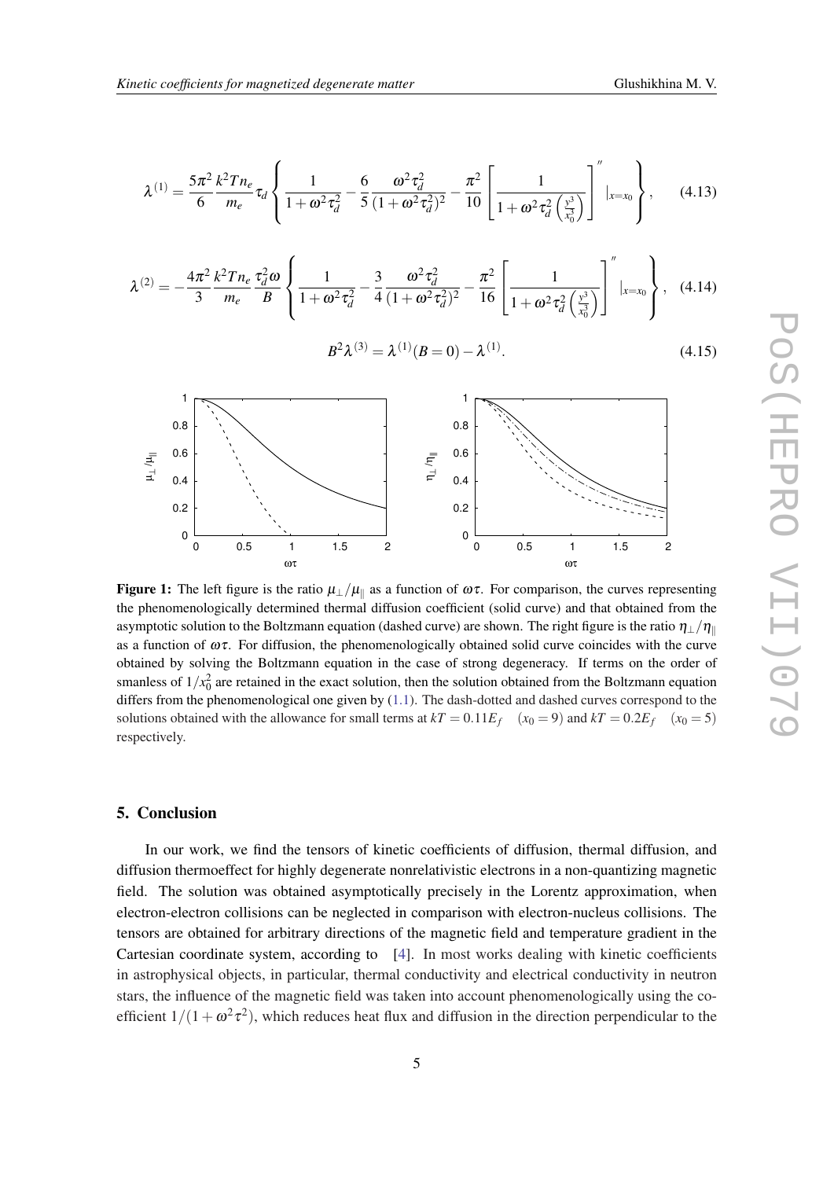$$\lambda^{(1)} = \frac{5\pi^2}{6}\frac{k^2 T n_e}{m_e}\tau_d \left\{ \frac{1}{1+\omega^2\tau_d^2} - \frac{6}{5}\frac{\omega^2\tau_d^2}{(1+\omega^2\tau_d^2)^2} - \frac{\pi^2}{10}\left[\frac{1}{1+\omega^2\tau_d^2\left(\frac{y^3}{x_0^3}\right)}\right]'' |_{x=x_0} \right\}, \tag{4.13}$$

$$\lambda^{(2)} = -\frac{4\pi^2}{3}\frac{k^2 T n_e}{m_e}\frac{\tau_d^2\omega}{B} \left\{ \frac{1}{1+\omega^2\tau_d^2} - \frac{3}{4}\frac{\omega^2\tau_d^2}{(1+\omega^2\tau_d^2)^2} - \frac{\pi^2}{16}\left[\frac{1}{1+\omega^2\tau_d^2\left(\frac{y^3}{x_0^3}\right)}\right]'' |_{x=x_0} \right\}, \tag{4.14}$$

$$B^2\lambda^{(3)} = \lambda^{(1)}(B=0) - \lambda^{(1)}. \tag{4.15}$$

$\mu_\perp/\mu_\parallel$

1
0.8
0.6
0.4
0.2
0

0 0.5 1 1.5 2

ωτ

$\eta_\perp/\eta_\parallel$

1
0.8
0.6
0.4
0.2
0

0 0.5 1 1.5 2

ωτ

**Figure 1:** The left figure is the ratio $\mu_\perp/\mu_\parallel$ as a function of $\omega\tau$. For comparison, the curves representing the phenomenologically determined thermal diffusion coefficient (solid curve) and that obtained from the asymptotic solution to the Boltzmann equation (dashed curve) are shown. The right figure is the ratio $\eta_\perp/\eta_\parallel$ as a function of $\omega\tau$. For diffusion, the phenomenologically obtained solid curve coincides with the curve obtained by solving the Boltzmann equation in the case of strong degeneracy. If terms on the order of smanless of $1/x_0^2$ are retained in the exact solution, then the solution obtained from the Boltzmann equation differs from the phenomenological one given by (1.1). The dash-dotted and dashed curves correspond to the solutions obtained with the allowance for small terms at $kT = 0.11E_f \quad (x_0 = 9)$ and $kT = 0.2E_f \quad (x_0 = 5)$ respectively.

## 5. Conclusion

In our work, we find the tensors of kinetic coefficients of diffusion, thermal diffusion, and diffusion thermoeffect for highly degenerate nonrelativistic electrons in a non-quantizing magnetic field. The solution was obtained asymptotically precisely in the Lorentz approximation, when electron-electron collisions can be neglected in comparison with electron-nucleus collisions. The tensors are obtained for arbitrary directions of the magnetic field and temperature gradient in the Cartesian coordinate system, according to [4]. In most works dealing with kinetic coefficients in astrophysical objects, in particular, thermal conductivity and electrical conductivity in neutron stars, the influence of the magnetic field was taken into account phenomenologically using the coefficient $1/(1+\omega^2\tau^2)$, which reduces heat flux and diffusion in the direction perpendicular to the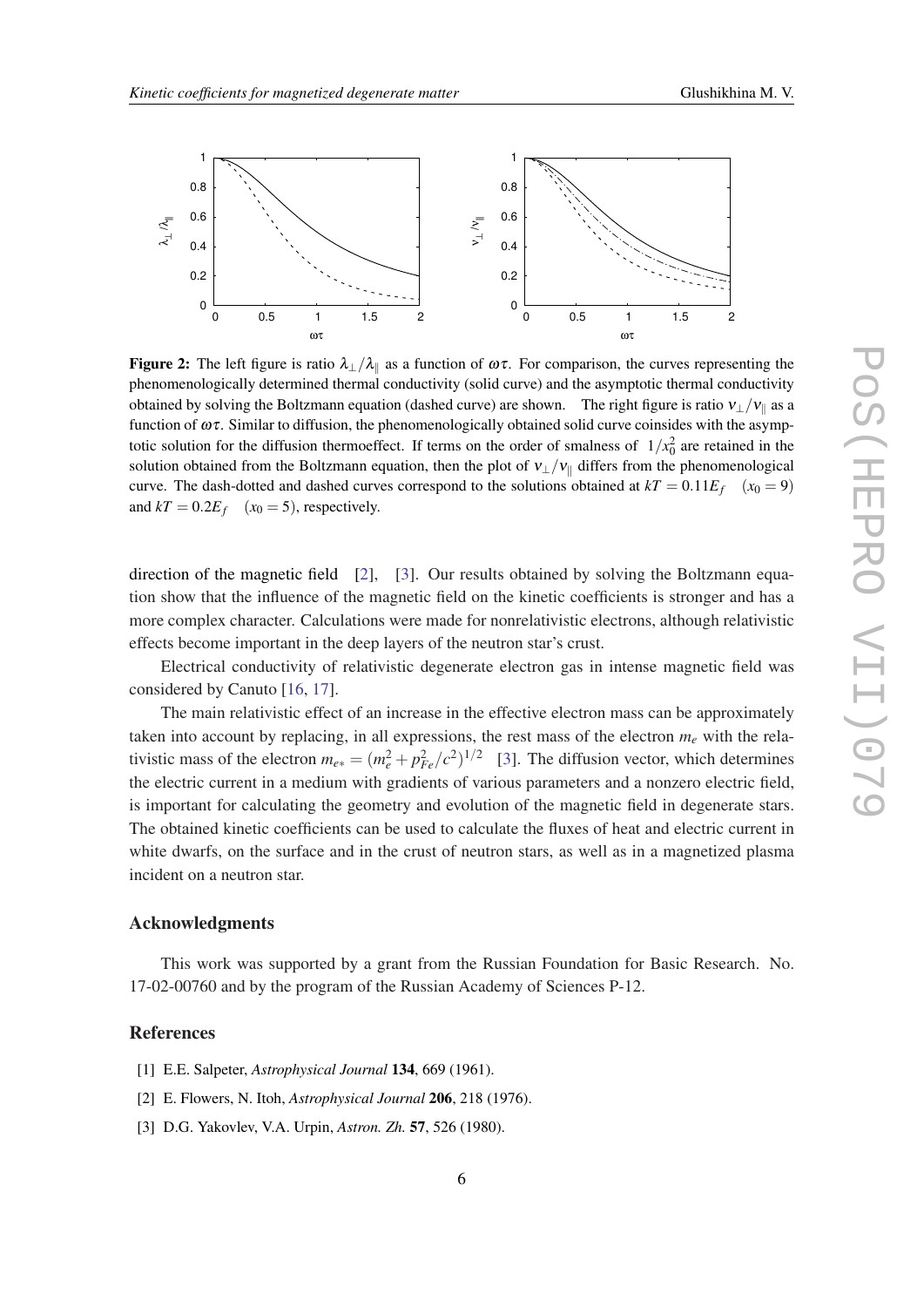1
0.8
0.6
0.4
0.2
0
0 0.5 1 1.5 2
$\omega\tau$
$\lambda_\perp/\lambda_\parallel$

1
0.8
0.6
0.4
0.2
0
0 0.5 1 1.5 2
$\omega\tau$
$\nu_\perp/\nu_\parallel$

**Figure 2:** The left figure is ratio $\lambda_\perp/\lambda_\parallel$ as a function of $\omega\tau$. For comparison, the curves representing the phenomenologically determined thermal conductivity (solid curve) and the asymptotic thermal conductivity obtained by solving the Boltzmann equation (dashed curve) are shown. The right figure is ratio $\nu_\perp/\nu_\parallel$ as a function of $\omega\tau$. Similar to diffusion, the phenomenologically obtained solid curve coinsides with the asymptotic solution for the diffusion thermoeffect. If terms on the order of smalness of $1/x_0^2$ are retained in the solution obtained from the Boltzmann equation, then the plot of $\nu_\perp/\nu_\parallel$ differs from the phenomenological curve. The dash-dotted and dashed curves correspond to the solutions obtained at $kT = 0.11E_f \quad (x_0 = 9)$ and $kT = 0.2E_f \quad (x_0 = 5)$, respectively.

direction of the magnetic field [2], [3]. Our results obtained by solving the Boltzmann equation show that the influence of the magnetic field on the kinetic coefficients is stronger and has a more complex character. Calculations were made for nonrelativistic electrons, although relativistic effects become important in the deep layers of the neutron star's crust.

Electrical conductivity of relativistic degenerate electron gas in intense magnetic field was considered by Canuto [16, 17].

The main relativistic effect of an increase in the effective electron mass can be approximately taken into account by replacing, in all expressions, the rest mass of the electron $m_e$ with the relativistic mass of the electron $m_{e*} = (m_e^2 + p_{Fe}^2/c^2)^{1/2}$ [3]. The diffusion vector, which determines the electric current in a medium with gradients of various parameters and a nonzero electric field, is important for calculating the geometry and evolution of the magnetic field in degenerate stars. The obtained kinetic coefficients can be used to calculate the fluxes of heat and electric current in white dwarfs, on the surface and in the crust of neutron stars, as well as in a magnetized plasma incident on a neutron star.

## Acknowledgments

This work was supported by a grant from the Russian Foundation for Basic Research. No. 17-02-00760 and by the program of the Russian Academy of Sciences P-12.

## References

[1] E.E. Salpeter, *Astrophysical Journal* **134**, 669 (1961).

[2] E. Flowers, N. Itoh, *Astrophysical Journal* **206**, 218 (1976).

[3] D.G. Yakovlev, V.A. Urpin, *Astron. Zh.* **57**, 526 (1980).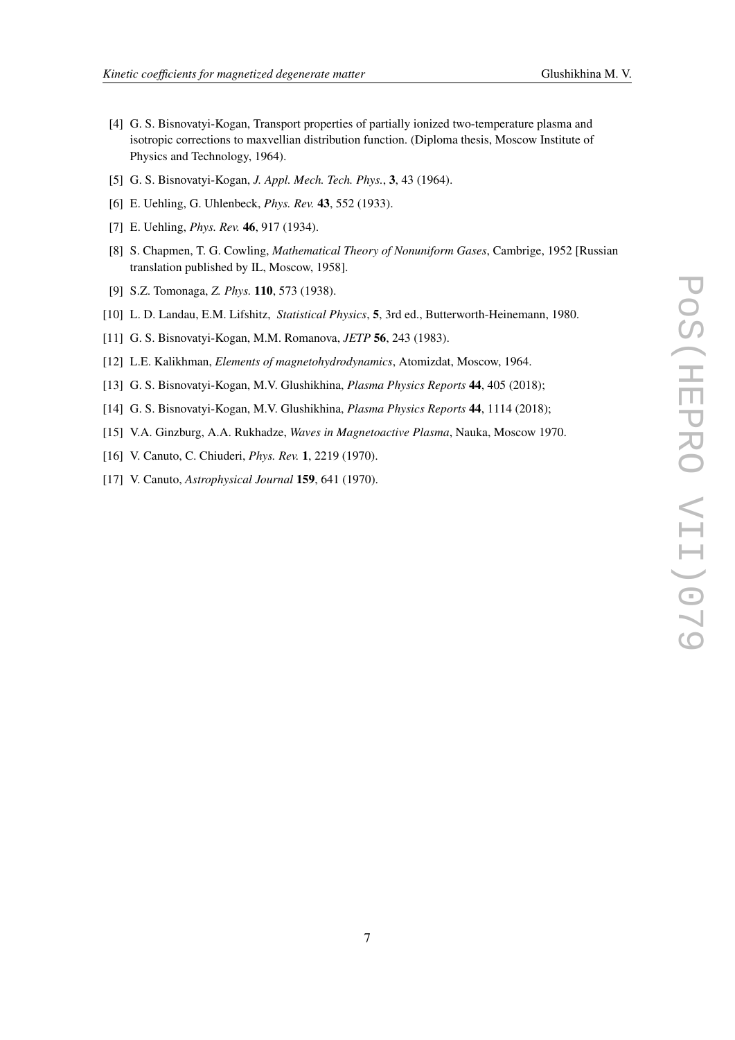[4] G. S. Bisnovatyi-Kogan, Transport properties of partially ionized two-temperature plasma and isotropic corrections to maxvellian distribution function. (Diploma thesis, Moscow Institute of Physics and Technology, 1964).

[5] G. S. Bisnovatyi-Kogan, *J. Appl. Mech. Tech. Phys.*, **3**, 43 (1964).

[6] E. Uehling, G. Uhlenbeck, *Phys. Rev.* **43**, 552 (1933).

[7] E. Uehling, *Phys. Rev.* **46**, 917 (1934).

[8] S. Chapmen, T. G. Cowling, *Mathematical Theory of Nonuniform Gases*, Cambrige, 1952 [Russian translation published by IL, Moscow, 1958].

[9] S.Z. Tomonaga, *Z. Phys.* **110**, 573 (1938).

[10] L. D. Landau, E.M. Lifshitz, *Statistical Physics*, **5**, 3rd ed., Butterworth-Heinemann, 1980.

[11] G. S. Bisnovatyi-Kogan, M.M. Romanova, *JETP* **56**, 243 (1983).

[12] L.E. Kalikhman, *Elements of magnetohydrodynamics*, Atomizdat, Moscow, 1964.

[13] G. S. Bisnovatyi-Kogan, M.V. Glushikhina, *Plasma Physics Reports* **44**, 405 (2018);

[14] G. S. Bisnovatyi-Kogan, M.V. Glushikhina, *Plasma Physics Reports* **44**, 1114 (2018);

[15] V.A. Ginzburg, A.A. Rukhadze, *Waves in Magnetoactive Plasma*, Nauka, Moscow 1970.

[16] V. Canuto, C. Chiuderi, *Phys. Rev.* **1**, 2219 (1970).

[17] V. Canuto, *Astrophysical Journal* **159**, 641 (1970).